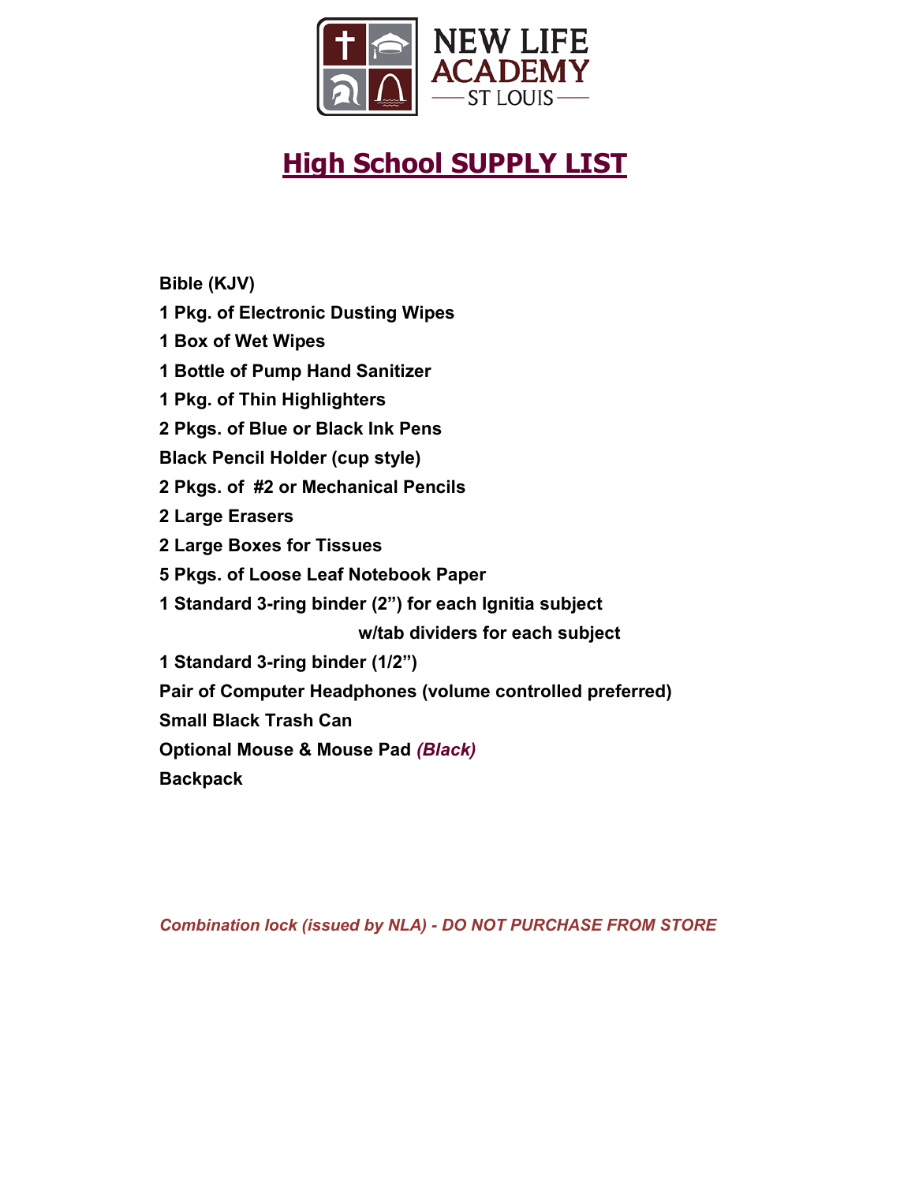NEW LIFE ACADEMY
ST LOUIS

# High School SUPPLY LIST

**Bible (KJV)**

**1 Pkg. of Electronic Dusting Wipes**

**1 Box of Wet Wipes**

**1 Bottle of Pump Hand Sanitizer**

**1 Pkg. of Thin Highlighters**

**2 Pkgs. of Blue or Black Ink Pens**

**Black Pencil Holder (cup style)**

**2 Pkgs. of #2 or Mechanical Pencils**

**2 Large Erasers**

**2 Large Boxes for Tissues**

**5 Pkgs. of Loose Leaf Notebook Paper**

**1 Standard 3-ring binder (2”) for each Ignitia subject w/tab dividers for each subject**

**1 Standard 3-ring binder (1/2”)**

**Pair of Computer Headphones (volume controlled preferred)**

**Small Black Trash Can**

**Optional Mouse & Mouse Pad *(Black)***

**Backpack**

***Combination lock (issued by NLA) - DO NOT PURCHASE FROM STORE***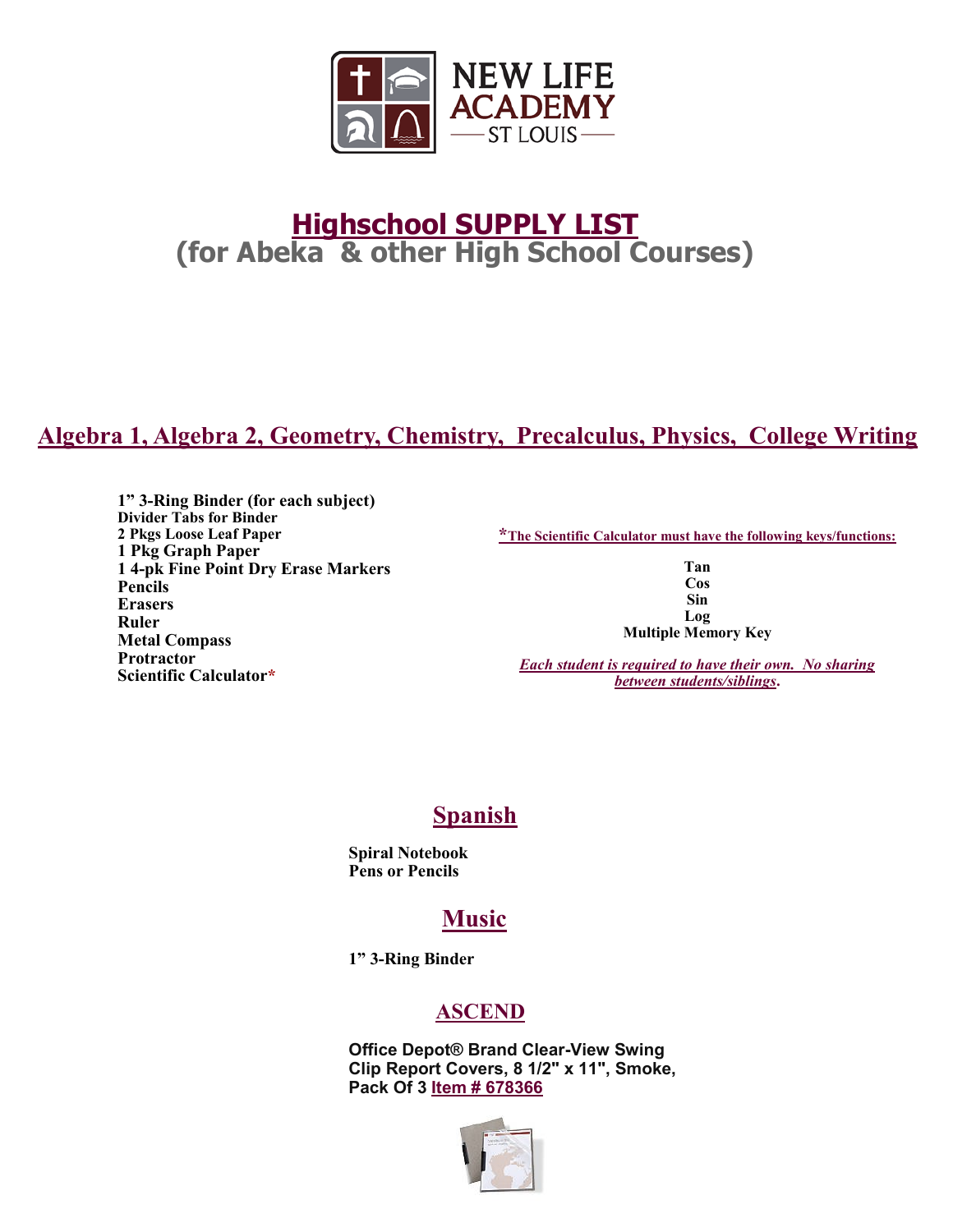NEW LIFE ACADEMY
ST LOUIS

# Highschool SUPPLY LIST
## (for Abeka & other High School Courses)

## Algebra 1, Algebra 2, Geometry, Chemistry, Precalculus, Physics, College Writing

**1" 3-Ring Binder (for each subject)**
**Divider Tabs for Binder**
**2 Pkgs Loose Leaf Paper**
**1 Pkg Graph Paper**
**1 4-pk Fine Point Dry Erase Markers**
**Pencils**
**Erasers**
**Ruler**
**Metal Compass**
**Protractor**
**Scientific Calculator***

***The Scientific Calculator must have the following keys/functions:**

**Tan**
**Cos**
**Sin**
**Log**
**Multiple Memory Key**

***Each student is required to have their own. No sharing between students/siblings.***

## Spanish

**Spiral Notebook**
**Pens or Pencils**

## Music

**1" 3-Ring Binder**

## ASCEND

**Office Depot® Brand Clear-View Swing Clip Report Covers, 8 1/2" x 11", Smoke, Pack Of 3 Item # 678366**